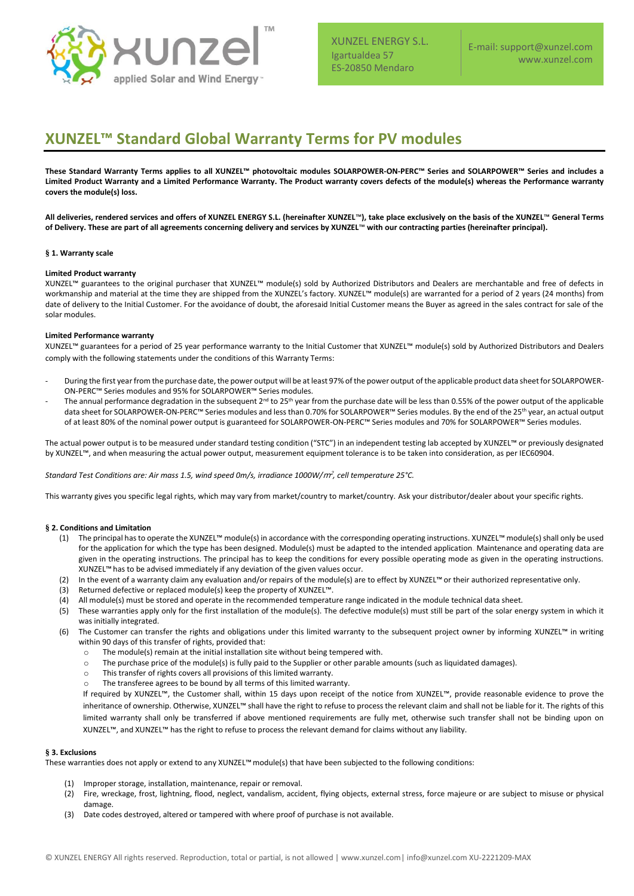XUNZEL ENERGY S.L.
Igartualdea 57
ES-20850 Mendaro

E-mail: support@xunzel.com
www.xunzel.com

# XUNZEL™ Standard Global Warranty Terms for PV modules

**These Standard Warranty Terms applies to all XUNZEL™ photovoltaic modules SOLARPOWER-ON-PERC™ Series and SOLARPOWER™ Series and includes a Limited Product Warranty and a Limited Performance Warranty. The Product warranty covers defects of the module(s) whereas the Performance warranty covers the module(s) loss.**

**All deliveries, rendered services and offers of XUNZEL ENERGY S.L. (hereinafter XUNZEL™), take place exclusively on the basis of the XUNZEL™ General Terms of Delivery. These are part of all agreements concerning delivery and services by XUNZEL™ with our contracting parties (hereinafter principal).**

### § 1. Warranty scale

**Limited Product warranty**

XUNZEL™ guarantees to the original purchaser that XUNZEL™ module(s) sold by Authorized Distributors and Dealers are merchantable and free of defects in workmanship and material at the time they are shipped from the XUNZEL's factory. XUNZEL™ module(s) are warranted for a period of 2 years (24 months) from date of delivery to the Initial Customer. For the avoidance of doubt, the aforesaid Initial Customer means the Buyer as agreed in the sales contract for sale of the solar modules.

**Limited Performance warranty**

XUNZEL™ guarantees for a period of 25 year performance warranty to the Initial Customer that XUNZEL™ module(s) sold by Authorized Distributors and Dealers comply with the following statements under the conditions of this Warranty Terms:

- During the first year from the purchase date, the power output will be at least 97% of the power output of the applicable product data sheet for SOLARPOWER-ON-PERC™ Series modules and 95% for SOLARPOWER™ Series modules.
- The annual performance degradation in the subsequent 2nd to 25th year from the purchase date will be less than 0.55% of the power output of the applicable data sheet for SOLARPOWER-ON-PERC™ Series modules and less than 0.70% for SOLARPOWER™ Series modules. By the end of the 25th year, an actual output of at least 80% of the nominal power output is guaranteed for SOLARPOWER-ON-PERC™ Series modules and 70% for SOLARPOWER™ Series modules.

The actual power output is to be measured under standard testing condition ("STC") in an independent testing lab accepted by XUNZEL™ or previously designated by XUNZEL™, and when measuring the actual power output, measurement equipment tolerance is to be taken into consideration, as per IEC60904.

*Standard Test Conditions are: Air mass 1.5, wind speed 0m/s, irradiance 1000W/m², cell temperature 25°C.*

This warranty gives you specific legal rights, which may vary from market/country to market/country. Ask your distributor/dealer about your specific rights.

### § 2. Conditions and Limitation

(1) The principal has to operate the XUNZEL™ module(s) in accordance with the corresponding operating instructions. XUNZEL™ module(s) shall only be used for the application for which the type has been designed. Module(s) must be adapted to the intended application. Maintenance and operating data are given in the operating instructions. The principal has to keep the conditions for every possible operating mode as given in the operating instructions. XUNZEL™ has to be advised immediately if any deviation of the given values occur.

(2) In the event of a warranty claim any evaluation and/or repairs of the module(s) are to effect by XUNZEL™ or their authorized representative only.

(3) Returned defective or replaced module(s) keep the property of XUNZEL™.

(4) All module(s) must be stored and operate in the recommended temperature range indicated in the module technical data sheet.

(5) These warranties apply only for the first installation of the module(s). The defective module(s) must still be part of the solar energy system in which it was initially integrated.

(6) The Customer can transfer the rights and obligations under this limited warranty to the subsequent project owner by informing XUNZEL™ in writing within 90 days of this transfer of rights, provided that:
- The module(s) remain at the initial installation site without being tempered with.
- The purchase price of the module(s) is fully paid to the Supplier or other parable amounts (such as liquidated damages).
- This transfer of rights covers all provisions of this limited warranty.
- The transferee agrees to be bound by all terms of this limited warranty.

If required by XUNZEL™, the Customer shall, within 15 days upon receipt of the notice from XUNZEL™, provide reasonable evidence to prove the inheritance of ownership. Otherwise, XUNZEL™ shall have the right to refuse to process the relevant claim and shall not be liable for it. The rights of this limited warranty shall only be transferred if above mentioned requirements are fully met, otherwise such transfer shall not be binding upon on XUNZEL™, and XUNZEL™ has the right to refuse to process the relevant demand for claims without any liability.

### § 3. Exclusions

These warranties does not apply or extend to any XUNZEL™ module(s) that have been subjected to the following conditions:

(1) Improper storage, installation, maintenance, repair or removal.

(2) Fire, wreckage, frost, lightning, flood, neglect, vandalism, accident, flying objects, external stress, force majeure or are subject to misuse or physical damage.

(3) Date codes destroyed, altered or tampered with where proof of purchase is not available.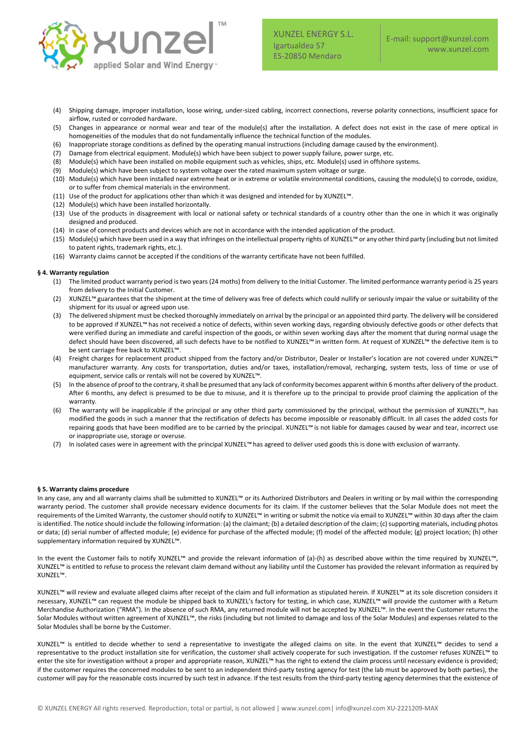(4) Shipping damage, improper installation, loose wiring, under-sized cabling, incorrect connections, reverse polarity connections, insufficient space for airflow, rusted or corroded hardware.
(5) Changes in appearance or normal wear and tear of the module(s) after the installation. A defect does not exist in the case of mere optical in homogeneities of the modules that do not fundamentally influence the technical function of the modules.
(6) Inappropriate storage conditions as defined by the operating manual instructions (including damage caused by the environment).
(7) Damage from electrical equipment. Module(s) which have been subject to power supply failure, power surge, etc.
(8) Module(s) which have been installed on mobile equipment such as vehicles, ships, etc. Module(s) used in offshore systems.
(9) Module(s) which have been subject to system voltage over the rated maximum system voltage or surge.
(10) Module(s) which have been installed near extreme heat or in extreme or volatile environmental conditions, causing the module(s) to corrode, oxidize, or to suffer from chemical materials in the environment.
(11) Use of the product for applications other than which it was designed and intended for by XUNZEL™.
(12) Module(s) which have been installed horizontally.
(13) Use of the products in disagreement with local or national safety or technical standards of a country other than the one in which it was originally designed and produced.
(14) In case of connect products and devices which are not in accordance with the intended application of the product.
(15) Module(s) which have been used in a way that infringes on the intellectual property rights of XUNZEL™ or any other third party (including but not limited to patent rights, trademark rights, etc.).
(16) Warranty claims cannot be accepted if the conditions of the warranty certificate have not been fulfilled.

**§ 4. Warranty regulation**

(1) The limited product warranty period is two years (24 moths) from delivery to the Initial Customer. The limited performance warranty period is 25 years from delivery to the Initial Customer.
(2) XUNZEL™ guarantees that the shipment at the time of delivery was free of defects which could nullify or seriously impair the value or suitability of the shipment for its usual or agreed upon use.
(3) The delivered shipment must be checked thoroughly immediately on arrival by the principal or an appointed third party. The delivery will be considered to be approved if XUNZEL™ has not received a notice of defects, within seven working days, regarding obviously defective goods or other defects that were verified during an immediate and careful inspection of the goods, or within seven working days after the moment that during normal usage the defect should have been discovered, all such defects have to be notified to XUNZEL™ in written form. At request of XUNZEL™ the defective item is to be sent carriage free back to XUNZEL™.
(4) Freight charges for replacement product shipped from the factory and/or Distributor, Dealer or Installer's location are not covered under XUNZEL™ manufacturer warranty. Any costs for transportation, duties and/or taxes, installation/removal, recharging, system tests, loss of time or use of equipment, service calls or rentals will not be covered by XUNZEL™.
(5) In the absence of proof to the contrary, it shall be presumed that any lack of conformity becomes apparent within 6 months after delivery of the product. After 6 months, any defect is presumed to be due to misuse, and it is therefore up to the principal to provide proof claiming the application of the warranty.
(6) The warranty will be inapplicable if the principal or any other third party commissioned by the principal, without the permission of XUNZEL™, has modified the goods in such a manner that the rectification of defects has become impossible or reasonably difficult. In all cases the added costs for repairing goods that have been modified are to be carried by the principal. XUNZEL™ is not liable for damages caused by wear and tear, incorrect use or inappropriate use, storage or overuse.
(7) In isolated cases were in agreement with the principal XUNZEL™ has agreed to deliver used goods this is done with exclusion of warranty.

**§ 5. Warranty claims procedure**

In any case, any and all warranty claims shall be submitted to XUNZEL™ or its Authorized Distributors and Dealers in writing or by mail within the corresponding warranty period. The customer shall provide necessary evidence documents for its claim. If the customer believes that the Solar Module does not meet the requirements of the Limited Warranty, the customer should notify to XUNZEL™ in writing or submit the notice via email to XUNZEL™ within 30 days after the claim is identified. The notice should include the following information: (a) the claimant; (b) a detailed description of the claim; (c) supporting materials, including photos or data; (d) serial number of affected module; (e) evidence for purchase of the affected module; (f) model of the affected module; (g) project location; (h) other supplementary information required by XUNZEL™.

In the event the Customer fails to notify XUNZEL™ and provide the relevant information of (a)-(h) as described above within the time required by XUNZEL™, XUNZEL™ is entitled to refuse to process the relevant claim demand without any liability until the Customer has provided the relevant information as required by XUNZEL™.

XUNZEL™ will review and evaluate alleged claims after receipt of the claim and full information as stipulated herein. If XUNZEL™ at its sole discretion considers it necessary, XUNZEL™ can request the module be shipped back to XUNZEL's factory for testing, in which case, XUNZEL™ will provide the customer with a Return Merchandise Authorization ("RMA"). In the absence of such RMA, any returned module will not be accepted by XUNZEL™. In the event the Customer returns the Solar Modules without written agreement of XUNZEL™, the risks (including but not limited to damage and loss of the Solar Modules) and expenses related to the Solar Modules shall be borne by the Customer.

XUNZEL™ is entitled to decide whether to send a representative to investigate the alleged claims on site. In the event that XUNZEL™ decides to send a representative to the product installation site for verification, the customer shall actively cooperate for such investigation. If the customer refuses XUNZEL™ to enter the site for investigation without a proper and appropriate reason, XUNZEL™ has the right to extend the claim process until necessary evidence is provided; if the customer requires the concerned modules to be sent to an independent third-party testing agency for test (the lab must be approved by both parties), the customer will pay for the reasonable costs incurred by such test in advance. If the test results from the third-party testing agency determines that the existence of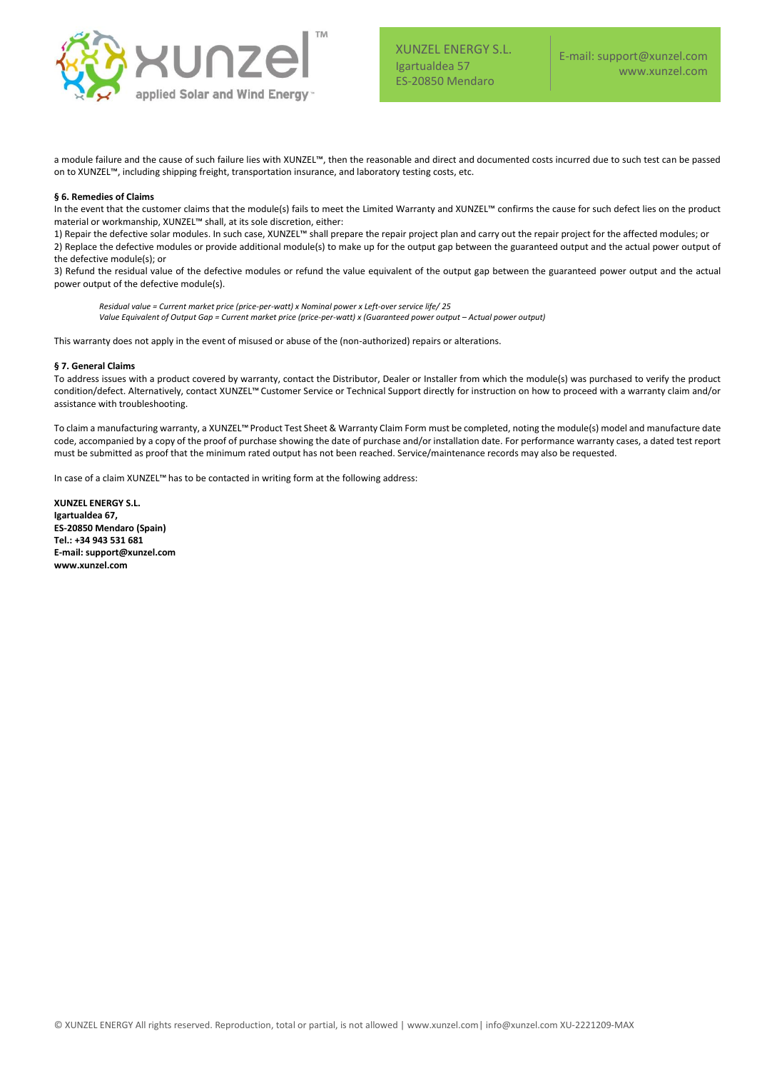a module failure and the cause of such failure lies with XUNZEL™, then the reasonable and direct and documented costs incurred due to such test can be passed on to XUNZEL™, including shipping freight, transportation insurance, and laboratory testing costs, etc.

**§ 6. Remedies of Claims**

In the event that the customer claims that the module(s) fails to meet the Limited Warranty and XUNZEL™ confirms the cause for such defect lies on the product material or workmanship, XUNZEL™ shall, at its sole discretion, either:

1) Repair the defective solar modules. In such case, XUNZEL™ shall prepare the repair project plan and carry out the repair project for the affected modules; or
2) Replace the defective modules or provide additional module(s) to make up for the output gap between the guaranteed output and the actual power output of the defective module(s); or
3) Refund the residual value of the defective modules or refund the value equivalent of the output gap between the guaranteed power output and the actual power output of the defective module(s).

*Residual value = Current market price (price-per-watt) x Nominal power x Left-over service life/ 25*
*Value Equivalent of Output Gap = Current market price (price-per-watt) x (Guaranteed power output – Actual power output)*

This warranty does not apply in the event of misused or abuse of the (non-authorized) repairs or alterations.

**§ 7. General Claims**

To address issues with a product covered by warranty, contact the Distributor, Dealer or Installer from which the module(s) was purchased to verify the product condition/defect. Alternatively, contact XUNZEL™ Customer Service or Technical Support directly for instruction on how to proceed with a warranty claim and/or assistance with troubleshooting.

To claim a manufacturing warranty, a XUNZEL™ Product Test Sheet & Warranty Claim Form must be completed, noting the module(s) model and manufacture date code, accompanied by a copy of the proof of purchase showing the date of purchase and/or installation date. For performance warranty cases, a dated test report must be submitted as proof that the minimum rated output has not been reached. Service/maintenance records may also be requested.

In case of a claim XUNZEL™ has to be contacted in writing form at the following address:

**XUNZEL ENERGY S.L.**
**Igartualdea 67,**
**ES-20850 Mendaro (Spain)**
**Tel.: +34 943 531 681**
**E-mail: support@xunzel.com**
**www.xunzel.com**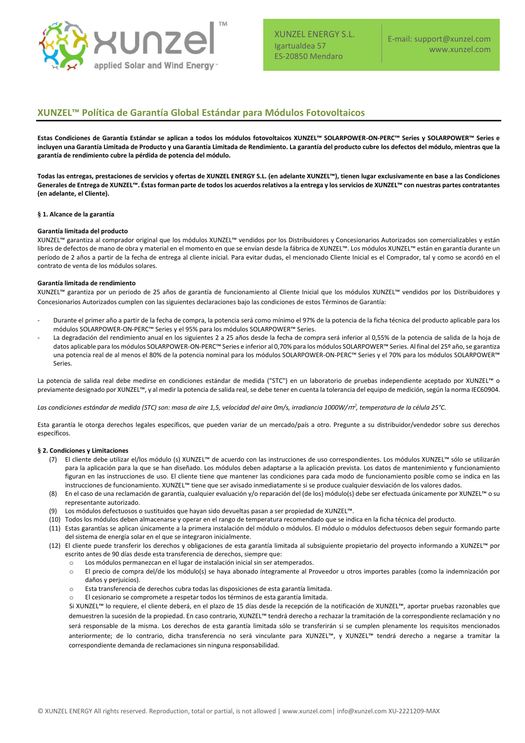## XUNZEL™ Política de Garantía Global Estándar para Módulos Fotovoltaicos

**Estas Condiciones de Garantía Estándar se aplican a todos los módulos fotovoltaicos XUNZEL™ SOLARPOWER-ON-PERC™ Series y SOLARPOWER™ Series e incluyen una Garantía Limitada de Producto y una Garantía Limitada de Rendimiento. La garantía del producto cubre los defectos del módulo, mientras que la garantía de rendimiento cubre la pérdida de potencia del módulo.**

**Todas las entregas, prestaciones de servicios y ofertas de XUNZEL ENERGY S.L. (en adelante XUNZEL™), tienen lugar exclusivamente en base a las Condiciones Generales de Entrega de XUNZEL™. Éstas forman parte de todos los acuerdos relativos a la entrega y los servicios de XUNZEL™ con nuestras partes contratantes (en adelante, el Cliente).**

### § 1. Alcance de la garantía

**Garantía limitada del producto**

XUNZEL™ garantiza al comprador original que los módulos XUNZEL™ vendidos por los Distribuidores y Concesionarios Autorizados son comercializables y están libres de defectos de mano de obra y material en el momento en que se envían desde la fábrica de XUNZEL™. Los módulos XUNZEL™ están en garantía durante un período de 2 años a partir de la fecha de entrega al cliente inicial. Para evitar dudas, el mencionado Cliente Inicial es el Comprador, tal y como se acordó en el contrato de venta de los módulos solares.

**Garantía limitada de rendimiento**

XUNZEL™ garantiza por un periodo de 25 años de garantía de funcionamiento al Cliente Inicial que los módulos XUNZEL™ vendidos por los Distribuidores y Concesionarios Autorizados cumplen con las siguientes declaraciones bajo las condiciones de estos Términos de Garantía:

- Durante el primer año a partir de la fecha de compra, la potencia será como mínimo el 97% de la potencia de la ficha técnica del producto aplicable para los módulos SOLARPOWER-ON-PERC™ Series y el 95% para los módulos SOLARPOWER™ Series.
- La degradación del rendimiento anual en los siguientes 2 a 25 años desde la fecha de compra será inferior al 0,55% de la potencia de salida de la hoja de datos aplicable para los módulos SOLARPOWER-ON-PERC™ Series e inferior al 0,70% para los módulos SOLARPOWER™ Series. Al final del 25º año, se garantiza una potencia real de al menos el 80% de la potencia nominal para los módulos SOLARPOWER-ON-PERC™ Series y el 70% para los módulos SOLARPOWER™ Series.

La potencia de salida real debe medirse en condiciones estándar de medida ("STC") en un laboratorio de pruebas independiente aceptado por XUNZEL™ o previamente designado por XUNZEL™, y al medir la potencia de salida real, se debe tener en cuenta la tolerancia del equipo de medición, según la norma IEC60904.

*Las condiciones estándar de medida (STC) son: masa de aire 1,5, velocidad del aire 0m/s, irradiancia 1000W/m², temperatura de la célula 25°C.*

Esta garantía le otorga derechos legales específicos, que pueden variar de un mercado/país a otro. Pregunte a su distribuidor/vendedor sobre sus derechos específicos.

### § 2. Condiciones y Limitaciones

(7) El cliente debe utilizar el/los módulo (s) XUNZEL™ de acuerdo con las instrucciones de uso correspondientes. Los módulos XUNZEL™ sólo se utilizarán para la aplicación para la que se han diseñado. Los módulos deben adaptarse a la aplicación prevista. Los datos de mantenimiento y funcionamiento figuran en las instrucciones de uso. El cliente tiene que mantener las condiciones para cada modo de funcionamiento posible como se indica en las instrucciones de funcionamiento. XUNZEL™ tiene que ser avisado inmediatamente si se produce cualquier desviación de los valores dados.

(8) En el caso de una reclamación de garantía, cualquier evaluación y/o reparación del (de los) módulo(s) debe ser efectuada únicamente por XUNZEL™ o su representante autorizado.

(9) Los módulos defectuosos o sustituidos que hayan sido devueltas pasan a ser propiedad de XUNZEL™.

(10) Todos los módulos deben almacenarse y operar en el rango de temperatura recomendado que se indica en la ficha técnica del producto.

(11) Estas garantías se aplican únicamente a la primera instalación del módulo o módulos. El módulo o módulos defectuosos deben seguir formando parte del sistema de energía solar en el que se integraron inicialmente.

(12) El cliente puede transferir los derechos y obligaciones de esta garantía limitada al subsiguiente propietario del proyecto informando a XUNZEL™ por escrito antes de 90 días desde esta transferencia de derechos, siempre que:

- Los módulos permanezcan en el lugar de instalación inicial sin ser atemperados.
- El precio de compra del/de los módulo(s) se haya abonado íntegramente al Proveedor u otros importes parables (como la indemnización por daños y perjuicios).
- Esta transferencia de derechos cubra todas las disposiciones de esta garantía limitada.
- El cesionario se compromete a respetar todos los términos de esta garantía limitada.

Si XUNZEL™ lo requiere, el cliente deberá, en el plazo de 15 días desde la recepción de la notificación de XUNZEL™, aportar pruebas razonables que demuestren la sucesión de la propiedad. En caso contrario, XUNZEL™ tendrá derecho a rechazar la tramitación de la correspondiente reclamación y no será responsable de la misma. Los derechos de esta garantía limitada sólo se transferirán si se cumplen plenamente los requisitos mencionados anteriormente; de lo contrario, dicha transferencia no será vinculante para XUNZEL™, y XUNZEL™ tendrá derecho a negarse a tramitar la correspondiente demanda de reclamaciones sin ninguna responsabilidad.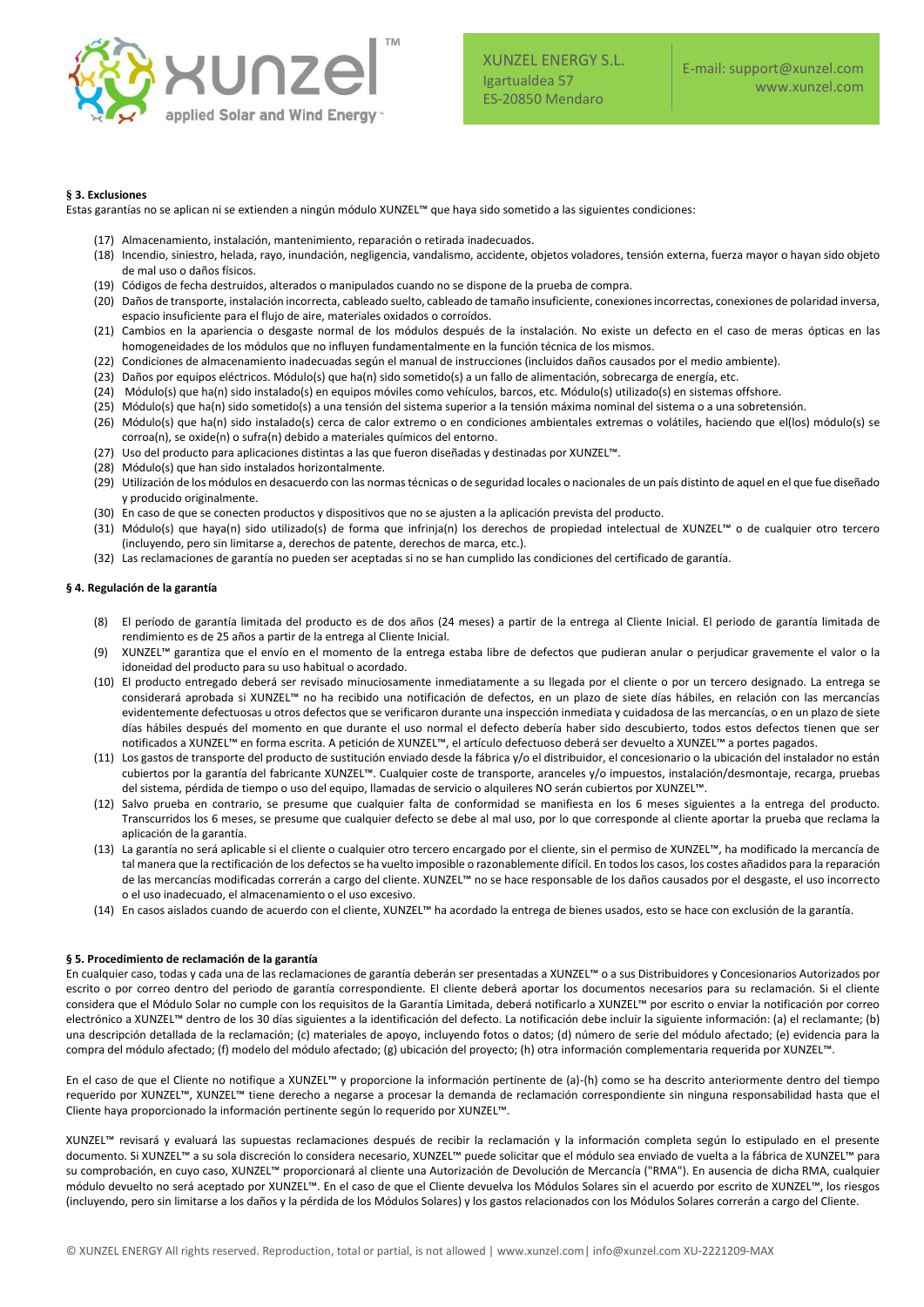### § 3. Exclusiones

Estas garantías no se aplican ni se extienden a ningún módulo XUNZEL™ que haya sido sometido a las siguientes condiciones:

(17) Almacenamiento, instalación, mantenimiento, reparación o retirada inadecuados.

(18) Incendio, siniestro, helada, rayo, inundación, negligencia, vandalismo, accidente, objetos voladores, tensión externa, fuerza mayor o hayan sido objeto de mal uso o daños físicos.

(19) Códigos de fecha destruidos, alterados o manipulados cuando no se dispone de la prueba de compra.

(20) Daños de transporte, instalación incorrecta, cableado suelto, cableado de tamaño insuficiente, conexiones incorrectas, conexiones de polaridad inversa, espacio insuficiente para el flujo de aire, materiales oxidados o corroídos.

(21) Cambios en la apariencia o desgaste normal de los módulos después de la instalación. No existe un defecto en el caso de meras ópticas en las homogeneidades de los módulos que no influyen fundamentalmente en la función técnica de los mismos.

(22) Condiciones de almacenamiento inadecuadas según el manual de instrucciones (incluidos daños causados por el medio ambiente).

(23) Daños por equipos eléctricos. Módulo(s) que ha(n) sido sometido(s) a un fallo de alimentación, sobrecarga de energía, etc.

(24) Módulo(s) que ha(n) sido instalado(s) en equipos móviles como vehículos, barcos, etc. Módulo(s) utilizado(s) en sistemas offshore.

(25) Módulo(s) que ha(n) sido sometido(s) a una tensión del sistema superior a la tensión máxima nominal del sistema o a una sobretensión.

(26) Módulo(s) que ha(n) sido instalado(s) cerca de calor extremo o en condiciones ambientales extremas o volátiles, haciendo que el(los) módulo(s) se corroa(n), se oxide(n) o sufra(n) debido a materiales químicos del entorno.

(27) Uso del producto para aplicaciones distintas a las que fueron diseñadas y destinadas por XUNZEL™.

(28) Módulo(s) que han sido instalados horizontalmente.

(29) Utilización de los módulos en desacuerdo con las normas técnicas o de seguridad locales o nacionales de un país distinto de aquel en el que fue diseñado y producido originalmente.

(30) En caso de que se conecten productos y dispositivos que no se ajusten a la aplicación prevista del producto.

(31) Módulo(s) que haya(n) sido utilizado(s) de forma que infrinja(n) los derechos de propiedad intelectual de XUNZEL™ o de cualquier otro tercero (incluyendo, pero sin limitarse a, derechos de patente, derechos de marca, etc.).

(32) Las reclamaciones de garantía no pueden ser aceptadas si no se han cumplido las condiciones del certificado de garantía.

### § 4. Regulación de la garantía

(8) El período de garantía limitada del producto es de dos años (24 meses) a partir de la entrega al Cliente Inicial. El periodo de garantía limitada de rendimiento es de 25 años a partir de la entrega al Cliente Inicial.

(9) XUNZEL™ garantiza que el envío en el momento de la entrega estaba libre de defectos que pudieran anular o perjudicar gravemente el valor o la idoneidad del producto para su uso habitual o acordado.

(10) El producto entregado deberá ser revisado minuciosamente inmediatamente a su llegada por el cliente o por un tercero designado. La entrega se considerará aprobada si XUNZEL™ no ha recibido una notificación de defectos, en un plazo de siete días hábiles, en relación con las mercancías evidentemente defectuosas u otros defectos que se verificaron durante una inspección inmediata y cuidadosa de las mercancías, o en un plazo de siete días hábiles después del momento en que durante el uso normal el defecto debería haber sido descubierto, todos estos defectos tienen que ser notificados a XUNZEL™ en forma escrita. A petición de XUNZEL™, el artículo defectuoso deberá ser devuelto a XUNZEL™ a portes pagados.

(11) Los gastos de transporte del producto de sustitución enviado desde la fábrica y/o el distribuidor, el concesionario o la ubicación del instalador no están cubiertos por la garantía del fabricante XUNZEL™. Cualquier coste de transporte, aranceles y/o impuestos, instalación/desmontaje, recarga, pruebas del sistema, pérdida de tiempo o uso del equipo, llamadas de servicio o alquileres NO serán cubiertos por XUNZEL™.

(12) Salvo prueba en contrario, se presume que cualquier falta de conformidad se manifiesta en los 6 meses siguientes a la entrega del producto. Transcurridos los 6 meses, se presume que cualquier defecto se debe al mal uso, por lo que corresponde al cliente aportar la prueba que reclama la aplicación de la garantía.

(13) La garantía no será aplicable si el cliente o cualquier otro tercero encargado por el cliente, sin el permiso de XUNZEL™, ha modificado la mercancía de tal manera que la rectificación de los defectos se ha vuelto imposible o razonablemente difícil. En todos los casos, los costes añadidos para la reparación de las mercancías modificadas correrán a cargo del cliente. XUNZEL™ no se hace responsable de los daños causados por el desgaste, el uso incorrecto o el uso inadecuado, el almacenamiento o el uso excesivo.

(14) En casos aislados cuando de acuerdo con el cliente, XUNZEL™ ha acordado la entrega de bienes usados, esto se hace con exclusión de la garantía.

### § 5. Procedimiento de reclamación de la garantía

En cualquier caso, todas y cada una de las reclamaciones de garantía deberán ser presentadas a XUNZEL™ o a sus Distribuidores y Concesionarios Autorizados por escrito o por correo dentro del periodo de garantía correspondiente. El cliente deberá aportar los documentos necesarios para su reclamación. Si el cliente considera que el Módulo Solar no cumple con los requisitos de la Garantía Limitada, deberá notificarlo a XUNZEL™ por escrito o enviar la notificación por correo electrónico a XUNZEL™ dentro de los 30 días siguientes a la identificación del defecto. La notificación debe incluir la siguiente información: (a) el reclamante; (b) una descripción detallada de la reclamación; (c) materiales de apoyo, incluyendo fotos o datos; (d) número de serie del módulo afectado; (e) evidencia para la compra del módulo afectado; (f) modelo del módulo afectado; (g) ubicación del proyecto; (h) otra información complementaria requerida por XUNZEL™.

En el caso de que el Cliente no notifique a XUNZEL™ y proporcione la información pertinente de (a)-(h) como se ha descrito anteriormente dentro del tiempo requerido por XUNZEL™, XUNZEL™ tiene derecho a negarse a procesar la demanda de reclamación correspondiente sin ninguna responsabilidad hasta que el Cliente haya proporcionado la información pertinente según lo requerido por XUNZEL™.

XUNZEL™ revisará y evaluará las supuestas reclamaciones después de recibir la reclamación y la información completa según lo estipulado en el presente documento. Si XUNZEL™ a su sola discreción lo considera necesario, XUNZEL™ puede solicitar que el módulo sea enviado de vuelta a la fábrica de XUNZEL™ para su comprobación, en cuyo caso, XUNZEL™ proporcionará al cliente una Autorización de Devolución de Mercancía ("RMA"). En ausencia de dicha RMA, cualquier módulo devuelto no será aceptado por XUNZEL™. En el caso de que el Cliente devuelva los Módulos Solares sin el acuerdo por escrito de XUNZEL™, los riesgos (incluyendo, pero sin limitarse a los daños y la pérdida de los Módulos Solares) y los gastos relacionados con los Módulos Solares correrán a cargo del Cliente.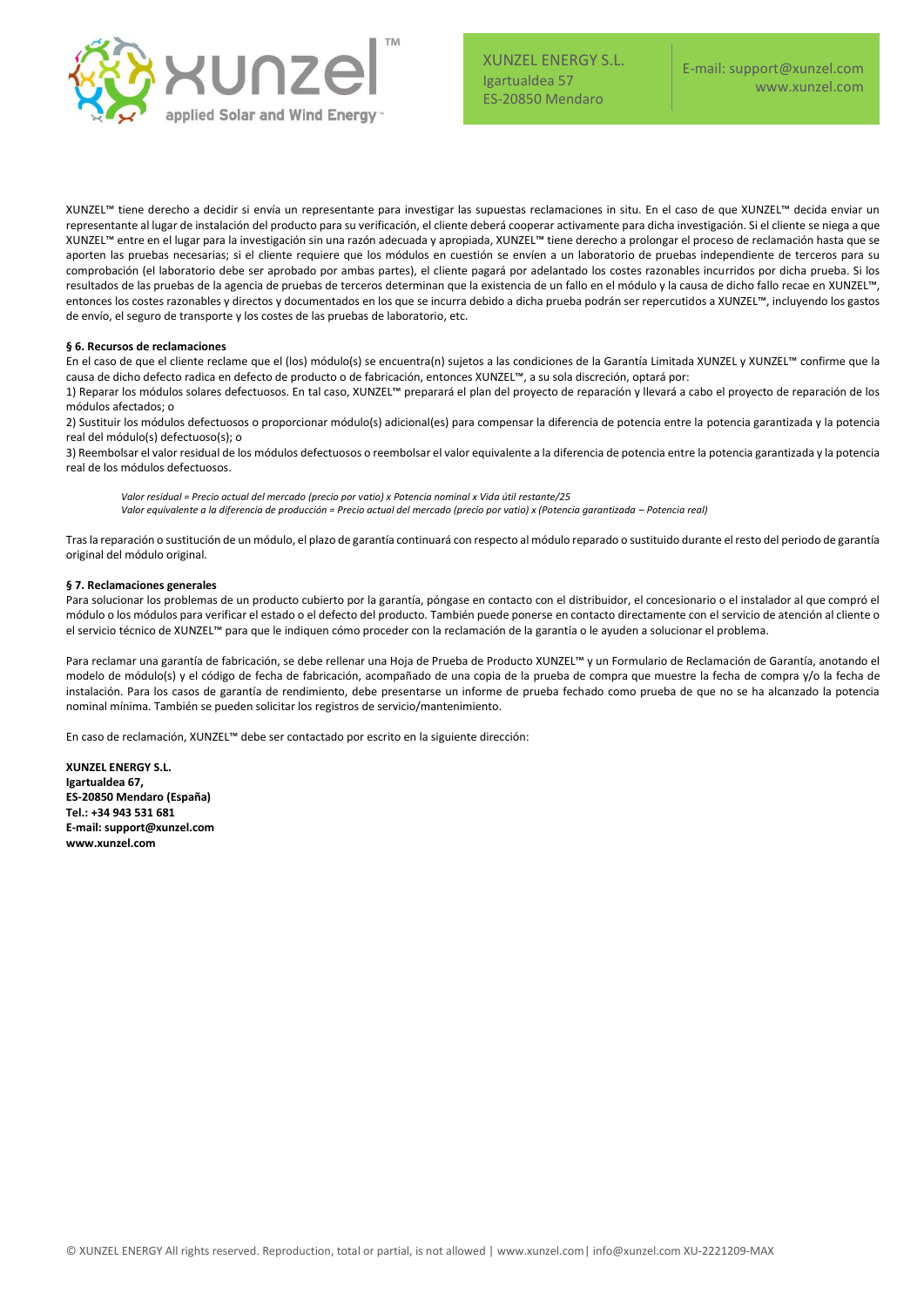XUNZEL™ tiene derecho a decidir si envía un representante para investigar las supuestas reclamaciones in situ. En el caso de que XUNZEL™ decida enviar un representante al lugar de instalación del producto para su verificación, el cliente deberá cooperar activamente para dicha investigación. Si el cliente se niega a que XUNZEL™ entre en el lugar para la investigación sin una razón adecuada y apropiada, XUNZEL™ tiene derecho a prolongar el proceso de reclamación hasta que se aporten las pruebas necesarias; si el cliente requiere que los módulos en cuestión se envíen a un laboratorio de pruebas independiente de terceros para su comprobación (el laboratorio debe ser aprobado por ambas partes), el cliente pagará por adelantado los costes razonables incurridos por dicha prueba. Si los resultados de las pruebas de la agencia de pruebas de terceros determinan que la existencia de un fallo en el módulo y la causa de dicho fallo recae en XUNZEL™, entonces los costes razonables y directos y documentados en los que se incurra debido a dicha prueba podrán ser repercutidos a XUNZEL™, incluyendo los gastos de envío, el seguro de transporte y los costes de las pruebas de laboratorio, etc.

**§ 6. Recursos de reclamaciones**

En el caso de que el cliente reclame que el (los) módulo(s) se encuentra(n) sujetos a las condiciones de la Garantía Limitada XUNZEL y XUNZEL™ confirme que la causa de dicho defecto radica en defecto de producto o de fabricación, entonces XUNZEL™, a su sola discreción, optará por:

1) Reparar los módulos solares defectuosos. En tal caso, XUNZEL™ preparará el plan del proyecto de reparación y llevará a cabo el proyecto de reparación de los módulos afectados; o

2) Sustituir los módulos defectuosos o proporcionar módulo(s) adicional(es) para compensar la diferencia de potencia entre la potencia garantizada y la potencia real del módulo(s) defectuoso(s); o

3) Reembolsar el valor residual de los módulos defectuosos o reembolsar el valor equivalente a la diferencia de potencia entre la potencia garantizada y la potencia real de los módulos defectuosos.

*Valor residual = Precio actual del mercado (precio por vatio) x Potencia nominal x Vida útil restante/25*
*Valor equivalente a la diferencia de producción = Precio actual del mercado (precio por vatio) x (Potencia garantizada – Potencia real)*

Tras la reparación o sustitución de un módulo, el plazo de garantía continuará con respecto al módulo reparado o sustituido durante el resto del periodo de garantía original del módulo original.

**§ 7. Reclamaciones generales**

Para solucionar los problemas de un producto cubierto por la garantía, póngase en contacto con el distribuidor, el concesionario o el instalador al que compró el módulo o los módulos para verificar el estado o el defecto del producto. También puede ponerse en contacto directamente con el servicio de atención al cliente o el servicio técnico de XUNZEL™ para que le indiquen cómo proceder con la reclamación de la garantía o le ayuden a solucionar el problema.

Para reclamar una garantía de fabricación, se debe rellenar una Hoja de Prueba de Producto XUNZEL™ y un Formulario de Reclamación de Garantía, anotando el modelo de módulo(s) y el código de fecha de fabricación, acompañado de una copia de la prueba de compra que muestre la fecha de compra y/o la fecha de instalación. Para los casos de garantía de rendimiento, debe presentarse un informe de prueba fechado como prueba de que no se ha alcanzado la potencia nominal mínima. También se pueden solicitar los registros de servicio/mantenimiento.

En caso de reclamación, XUNZEL™ debe ser contactado por escrito en la siguiente dirección:

**XUNZEL ENERGY S.L.**
**Igartualdea 67,**
**ES-20850 Mendaro (España)**
**Tel.: +34 943 531 681**
**E-mail: support@xunzel.com**
**www.xunzel.com**